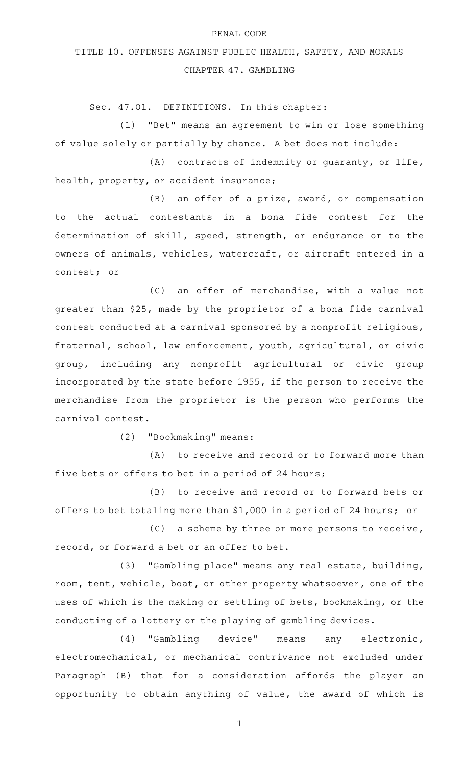PENAL CODE

# TITLE 10. OFFENSES AGAINST PUBLIC HEALTH, SAFETY, AND MORALS

## CHAPTER 47. GAMBLING

Sec. 47.01. DEFINITIONS. In this chapter:

(1) "Bet" means an agreement to win or lose something of value solely or partially by chance. A bet does not include:

(A) contracts of indemnity or guaranty, or life, health, property, or accident insurance;

(B) an offer of a prize, award, or compensation to the actual contestants in a bona fide contest for the determination of skill, speed, strength, or endurance or to the owners of animals, vehicles, watercraft, or aircraft entered in a contest; or

(C) an offer of merchandise, with a value not greater than $25, made by the proprietor of a bona fide carnival contest conducted at a carnival sponsored by a nonprofit religious, fraternal, school, law enforcement, youth, agricultural, or civic group, including any nonprofit agricultural or civic group incorporated by the state before 1955, if the person to receive the merchandise from the proprietor is the person who performs the carnival contest.

(2) "Bookmaking" means:

(A) to receive and record or to forward more than five bets or offers to bet in a period of 24 hours;

(B) to receive and record or to forward bets or offers to bet totaling more than $1,000 in a period of 24 hours; or

(C) a scheme by three or more persons to receive, record, or forward a bet or an offer to bet.

(3) "Gambling place" means any real estate, building, room, tent, vehicle, boat, or other property whatsoever, one of the uses of which is the making or settling of bets, bookmaking, or the conducting of a lottery or the playing of gambling devices.

(4) "Gambling device" means any electronic, electromechanical, or mechanical contrivance not excluded under Paragraph (B) that for a consideration affords the player an opportunity to obtain anything of value, the award of which is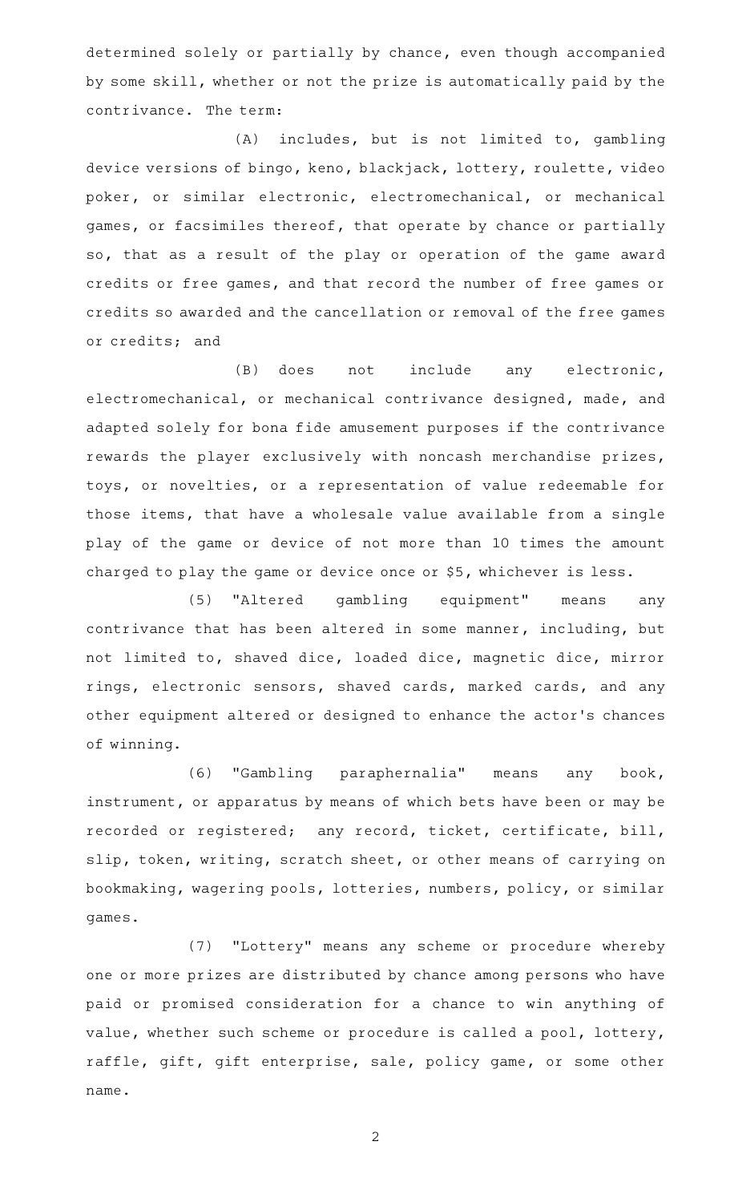determined solely or partially by chance, even though accompanied by some skill, whether or not the prize is automatically paid by the contrivance. The term:

(A) includes, but is not limited to, gambling device versions of bingo, keno, blackjack, lottery, roulette, video poker, or similar electronic, electromechanical, or mechanical games, or facsimiles thereof, that operate by chance or partially so, that as a result of the play or operation of the game award credits or free games, and that record the number of free games or credits so awarded and the cancellation or removal of the free games or credits; and

(B) does not include any electronic, electromechanical, or mechanical contrivance designed, made, and adapted solely for bona fide amusement purposes if the contrivance rewards the player exclusively with noncash merchandise prizes, toys, or novelties, or a representation of value redeemable for those items, that have a wholesale value available from a single play of the game or device of not more than 10 times the amount charged to play the game or device once or $5, whichever is less.

(5) "Altered gambling equipment" means any contrivance that has been altered in some manner, including, but not limited to, shaved dice, loaded dice, magnetic dice, mirror rings, electronic sensors, shaved cards, marked cards, and any other equipment altered or designed to enhance the actor's chances of winning.

(6) "Gambling paraphernalia" means any book, instrument, or apparatus by means of which bets have been or may be recorded or registered; any record, ticket, certificate, bill, slip, token, writing, scratch sheet, or other means of carrying on bookmaking, wagering pools, lotteries, numbers, policy, or similar games.

(7) "Lottery" means any scheme or procedure whereby one or more prizes are distributed by chance among persons who have paid or promised consideration for a chance to win anything of value, whether such scheme or procedure is called a pool, lottery, raffle, gift, gift enterprise, sale, policy game, or some other name.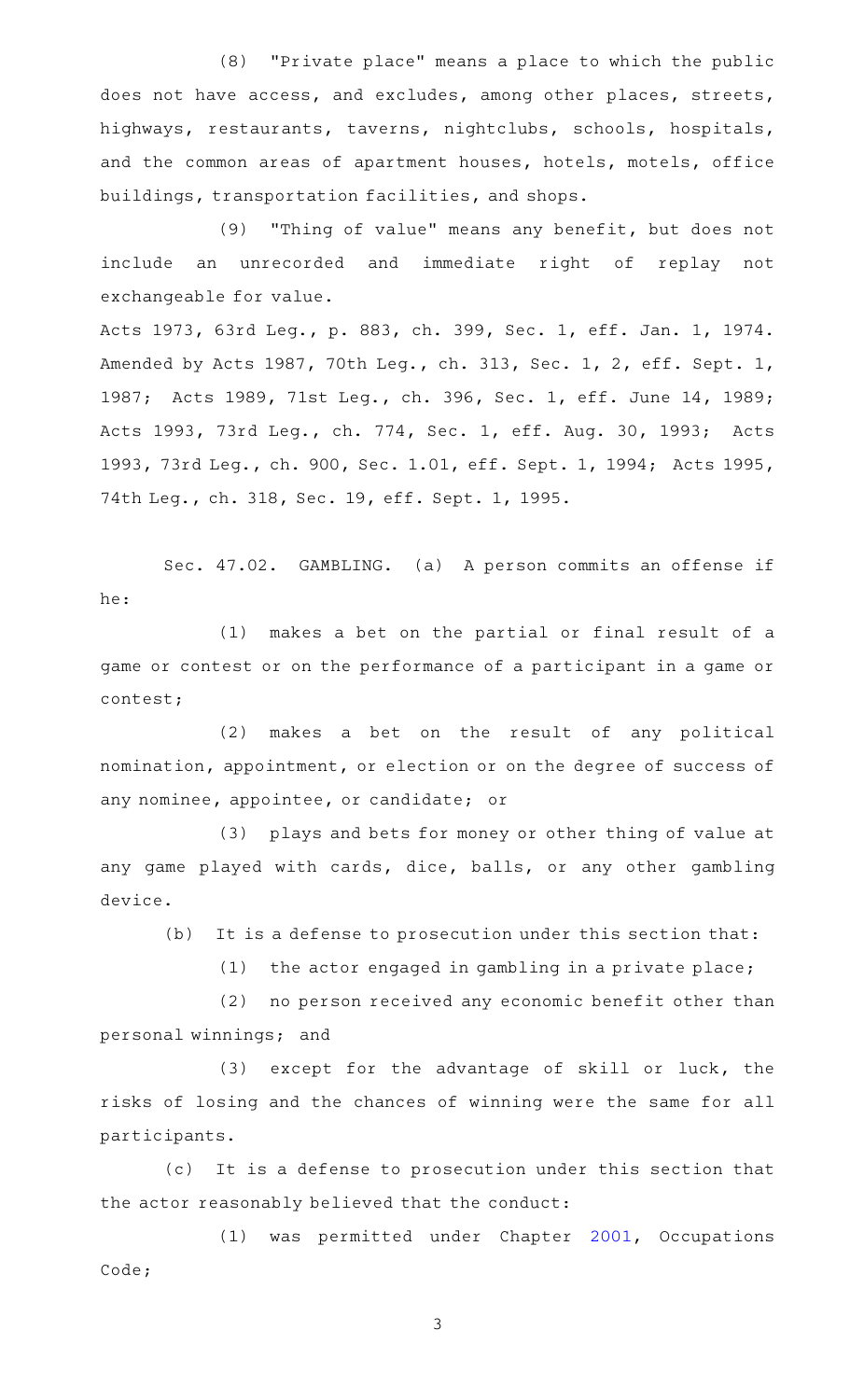(8) "Private place" means a place to which the public does not have access, and excludes, among other places, streets, highways, restaurants, taverns, nightclubs, schools, hospitals, and the common areas of apartment houses, hotels, motels, office buildings, transportation facilities, and shops.

(9) "Thing of value" means any benefit, but does not include an unrecorded and immediate right of replay not exchangeable for value.

Acts 1973, 63rd Leg., p. 883, ch. 399, Sec. 1, eff. Jan. 1, 1974. Amended by Acts 1987, 70th Leg., ch. 313, Sec. 1, 2, eff. Sept. 1, 1987; Acts 1989, 71st Leg., ch. 396, Sec. 1, eff. June 14, 1989; Acts 1993, 73rd Leg., ch. 774, Sec. 1, eff. Aug. 30, 1993; Acts 1993, 73rd Leg., ch. 900, Sec. 1.01, eff. Sept. 1, 1994; Acts 1995, 74th Leg., ch. 318, Sec. 19, eff. Sept. 1, 1995.

Sec. 47.02. GAMBLING. (a) A person commits an offense if he:

(1) makes a bet on the partial or final result of a game or contest or on the performance of a participant in a game or contest;

(2) makes a bet on the result of any political nomination, appointment, or election or on the degree of success of any nominee, appointee, or candidate; or

(3) plays and bets for money or other thing of value at any game played with cards, dice, balls, or any other gambling device.

(b) It is a defense to prosecution under this section that:

(1) the actor engaged in gambling in a private place;

(2) no person received any economic benefit other than personal winnings; and

(3) except for the advantage of skill or luck, the risks of losing and the chances of winning were the same for all participants.

(c) It is a defense to prosecution under this section that the actor reasonably believed that the conduct:

(1) was permitted under Chapter 2001, Occupations Code;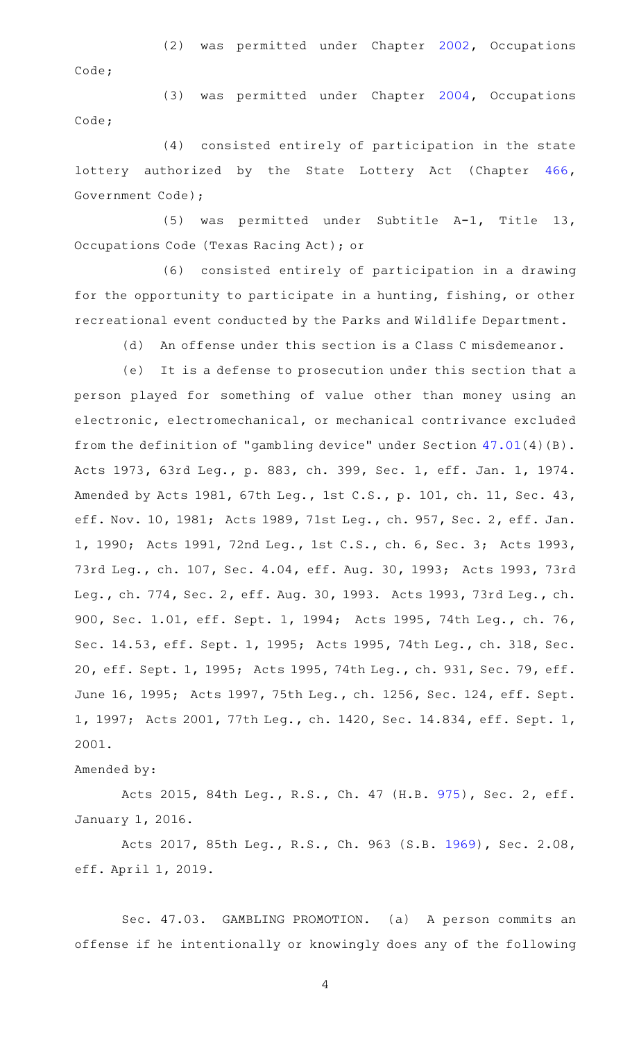(2) was permitted under Chapter 2002, Occupations Code;

(3) was permitted under Chapter 2004, Occupations Code;

(4) consisted entirely of participation in the state lottery authorized by the State Lottery Act (Chapter 466, Government Code);

(5) was permitted under Subtitle A-1, Title 13, Occupations Code (Texas Racing Act); or

(6) consisted entirely of participation in a drawing for the opportunity to participate in a hunting, fishing, or other recreational event conducted by the Parks and Wildlife Department.

(d) An offense under this section is a Class C misdemeanor.

(e) It is a defense to prosecution under this section that a person played for something of value other than money using an electronic, electromechanical, or mechanical contrivance excluded from the definition of "gambling device" under Section 47.01(4)(B). Acts 1973, 63rd Leg., p. 883, ch. 399, Sec. 1, eff. Jan. 1, 1974. Amended by Acts 1981, 67th Leg., 1st C.S., p. 101, ch. 11, Sec. 43, eff. Nov. 10, 1981; Acts 1989, 71st Leg., ch. 957, Sec. 2, eff. Jan. 1, 1990; Acts 1991, 72nd Leg., 1st C.S., ch. 6, Sec. 3; Acts 1993, 73rd Leg., ch. 107, Sec. 4.04, eff. Aug. 30, 1993; Acts 1993, 73rd Leg., ch. 774, Sec. 2, eff. Aug. 30, 1993. Acts 1993, 73rd Leg., ch. 900, Sec. 1.01, eff. Sept. 1, 1994; Acts 1995, 74th Leg., ch. 76, Sec. 14.53, eff. Sept. 1, 1995; Acts 1995, 74th Leg., ch. 318, Sec. 20, eff. Sept. 1, 1995; Acts 1995, 74th Leg., ch. 931, Sec. 79, eff. June 16, 1995; Acts 1997, 75th Leg., ch. 1256, Sec. 124, eff. Sept. 1, 1997; Acts 2001, 77th Leg., ch. 1420, Sec. 14.834, eff. Sept. 1, 2001.

Amended by:

Acts 2015, 84th Leg., R.S., Ch. 47 (H.B. 975), Sec. 2, eff. January 1, 2016.

Acts 2017, 85th Leg., R.S., Ch. 963 (S.B. 1969), Sec. 2.08, eff. April 1, 2019.

Sec. 47.03. GAMBLING PROMOTION. (a) A person commits an offense if he intentionally or knowingly does any of the following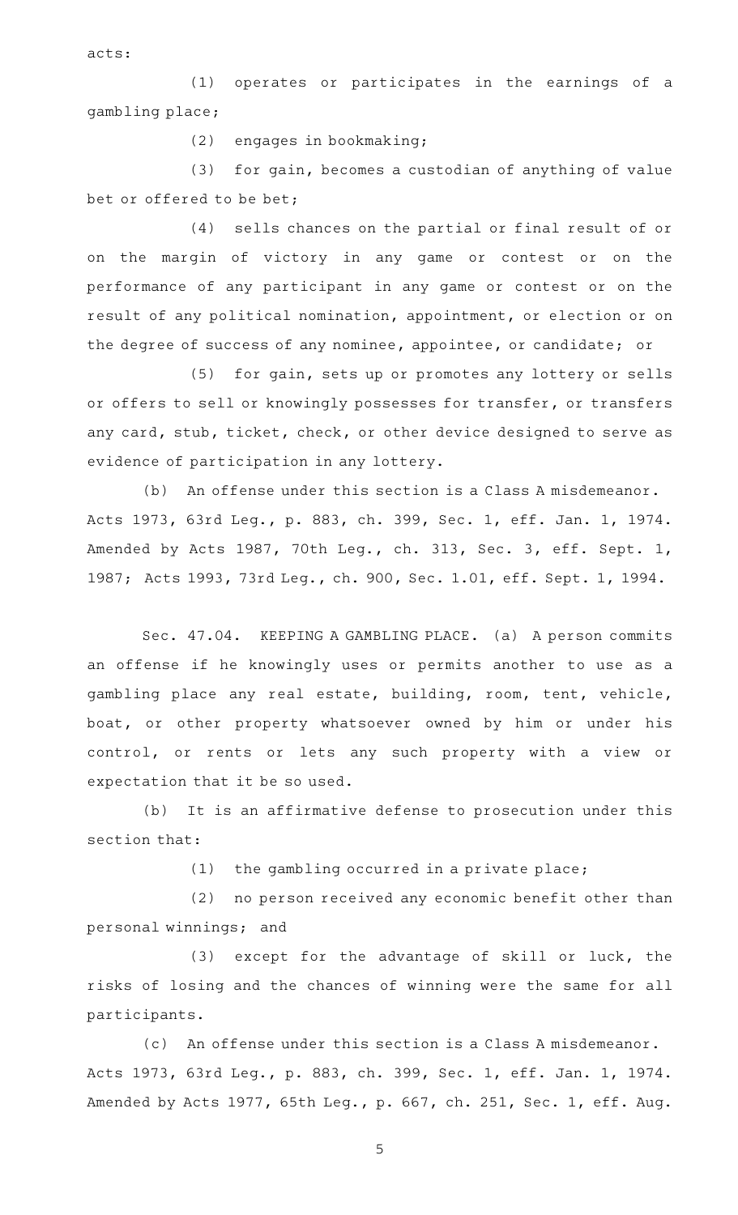acts:

(1) operates or participates in the earnings of a gambling place;

(2) engages in bookmaking;

(3) for gain, becomes a custodian of anything of value bet or offered to be bet;

(4) sells chances on the partial or final result of or on the margin of victory in any game or contest or on the performance of any participant in any game or contest or on the result of any political nomination, appointment, or election or on the degree of success of any nominee, appointee, or candidate; or

(5) for gain, sets up or promotes any lottery or sells or offers to sell or knowingly possesses for transfer, or transfers any card, stub, ticket, check, or other device designed to serve as evidence of participation in any lottery.

(b) An offense under this section is a Class A misdemeanor.

Acts 1973, 63rd Leg., p. 883, ch. 399, Sec. 1, eff. Jan. 1, 1974. Amended by Acts 1987, 70th Leg., ch. 313, Sec. 3, eff. Sept. 1, 1987; Acts 1993, 73rd Leg., ch. 900, Sec. 1.01, eff. Sept. 1, 1994.

Sec. 47.04. KEEPING A GAMBLING PLACE. (a) A person commits an offense if he knowingly uses or permits another to use as a gambling place any real estate, building, room, tent, vehicle, boat, or other property whatsoever owned by him or under his control, or rents or lets any such property with a view or expectation that it be so used.

(b) It is an affirmative defense to prosecution under this section that:

(1) the gambling occurred in a private place;

(2) no person received any economic benefit other than personal winnings; and

(3) except for the advantage of skill or luck, the risks of losing and the chances of winning were the same for all participants.

(c) An offense under this section is a Class A misdemeanor.

Acts 1973, 63rd Leg., p. 883, ch. 399, Sec. 1, eff. Jan. 1, 1974. Amended by Acts 1977, 65th Leg., p. 667, ch. 251, Sec. 1, eff. Aug.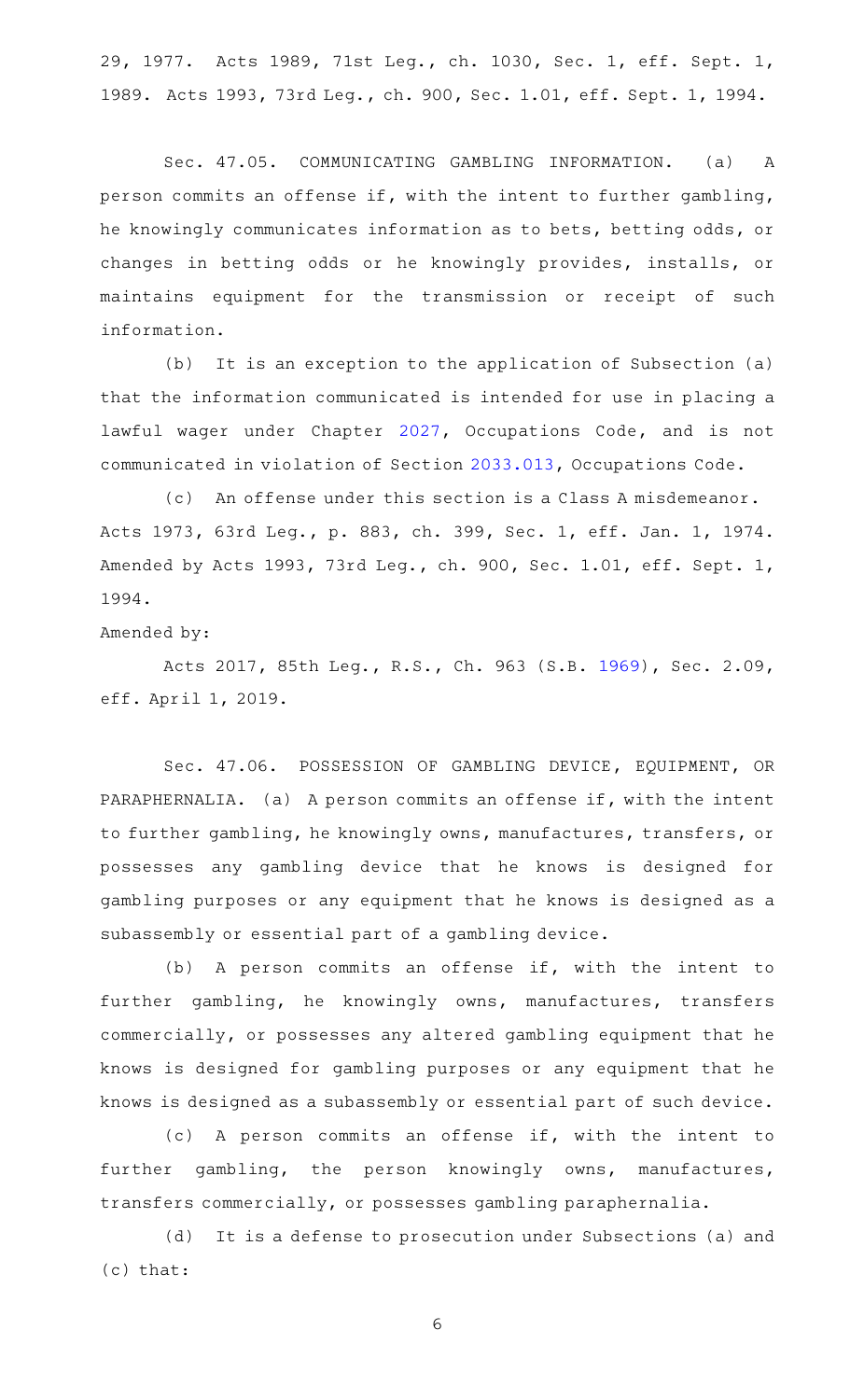29, 1977. Acts 1989, 71st Leg., ch. 1030, Sec. 1, eff. Sept. 1, 1989. Acts 1993, 73rd Leg., ch. 900, Sec. 1.01, eff. Sept. 1, 1994.

Sec. 47.05. COMMUNICATING GAMBLING INFORMATION. (a) A person commits an offense if, with the intent to further gambling, he knowingly communicates information as to bets, betting odds, or changes in betting odds or he knowingly provides, installs, or maintains equipment for the transmission or receipt of such information.

(b) It is an exception to the application of Subsection (a) that the information communicated is intended for use in placing a lawful wager under Chapter 2027, Occupations Code, and is not communicated in violation of Section 2033.013, Occupations Code.

(c) An offense under this section is a Class A misdemeanor.
Acts 1973, 63rd Leg., p. 883, ch. 399, Sec. 1, eff. Jan. 1, 1974. Amended by Acts 1993, 73rd Leg., ch. 900, Sec. 1.01, eff. Sept. 1, 1994.

Amended by:

Acts 2017, 85th Leg., R.S., Ch. 963 (S.B. 1969), Sec. 2.09, eff. April 1, 2019.

Sec. 47.06. POSSESSION OF GAMBLING DEVICE, EQUIPMENT, OR PARAPHERNALIA. (a) A person commits an offense if, with the intent to further gambling, he knowingly owns, manufactures, transfers, or possesses any gambling device that he knows is designed for gambling purposes or any equipment that he knows is designed as a subassembly or essential part of a gambling device.

(b) A person commits an offense if, with the intent to further gambling, he knowingly owns, manufactures, transfers commercially, or possesses any altered gambling equipment that he knows is designed for gambling purposes or any equipment that he knows is designed as a subassembly or essential part of such device.

(c) A person commits an offense if, with the intent to further gambling, the person knowingly owns, manufactures, transfers commercially, or possesses gambling paraphernalia.

(d) It is a defense to prosecution under Subsections (a) and (c) that: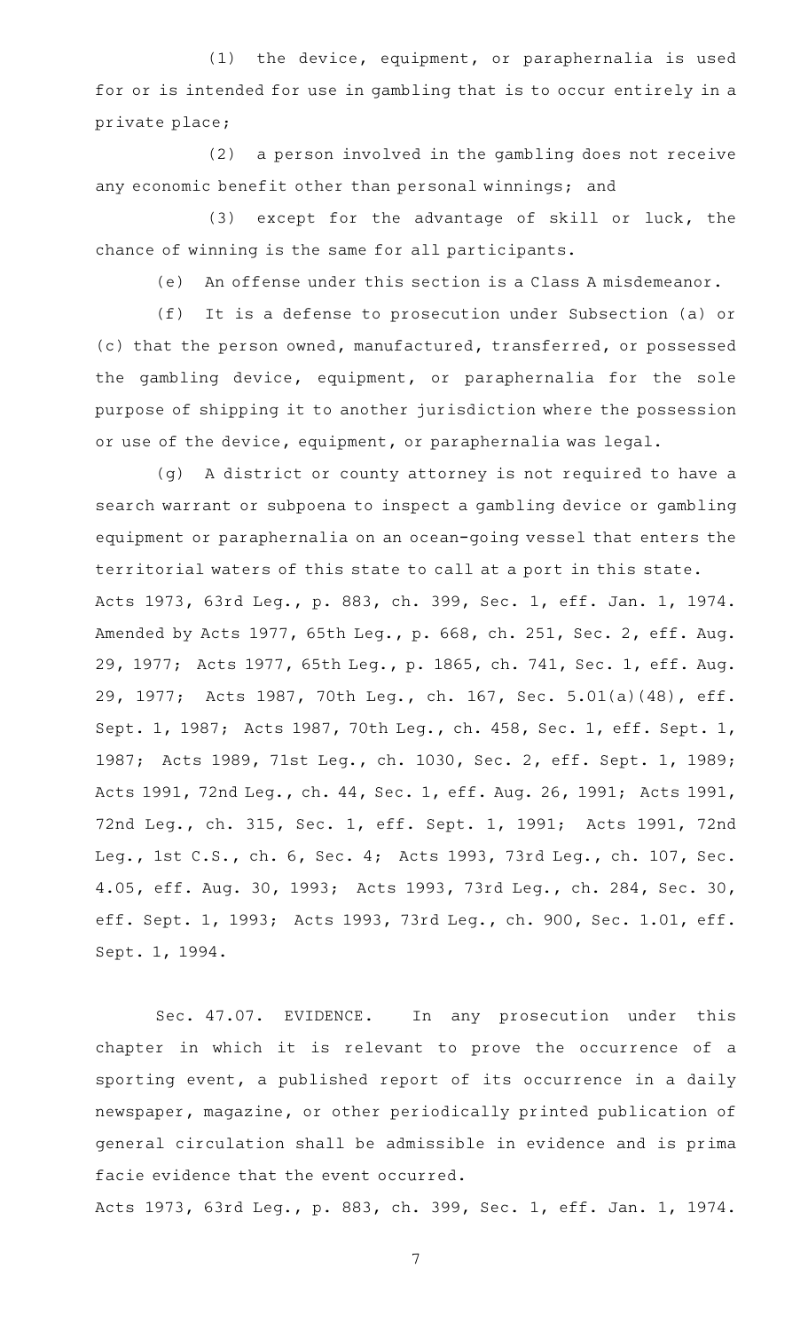(1) the device, equipment, or paraphernalia is used for or is intended for use in gambling that is to occur entirely in a private place;

(2) a person involved in the gambling does not receive any economic benefit other than personal winnings; and

(3) except for the advantage of skill or luck, the chance of winning is the same for all participants.

(e) An offense under this section is a Class A misdemeanor.

(f) It is a defense to prosecution under Subsection (a) or (c) that the person owned, manufactured, transferred, or possessed the gambling device, equipment, or paraphernalia for the sole purpose of shipping it to another jurisdiction where the possession or use of the device, equipment, or paraphernalia was legal.

(g) A district or county attorney is not required to have a search warrant or subpoena to inspect a gambling device or gambling equipment or paraphernalia on an ocean-going vessel that enters the territorial waters of this state to call at a port in this state.

Acts 1973, 63rd Leg., p. 883, ch. 399, Sec. 1, eff. Jan. 1, 1974. Amended by Acts 1977, 65th Leg., p. 668, ch. 251, Sec. 2, eff. Aug. 29, 1977; Acts 1977, 65th Leg., p. 1865, ch. 741, Sec. 1, eff. Aug. 29, 1977; Acts 1987, 70th Leg., ch. 167, Sec. 5.01(a)(48), eff. Sept. 1, 1987; Acts 1987, 70th Leg., ch. 458, Sec. 1, eff. Sept. 1, 1987; Acts 1989, 71st Leg., ch. 1030, Sec. 2, eff. Sept. 1, 1989; Acts 1991, 72nd Leg., ch. 44, Sec. 1, eff. Aug. 26, 1991; Acts 1991, 72nd Leg., ch. 315, Sec. 1, eff. Sept. 1, 1991; Acts 1991, 72nd Leg., 1st C.S., ch. 6, Sec. 4; Acts 1993, 73rd Leg., ch. 107, Sec. 4.05, eff. Aug. 30, 1993; Acts 1993, 73rd Leg., ch. 284, Sec. 30, eff. Sept. 1, 1993; Acts 1993, 73rd Leg., ch. 900, Sec. 1.01, eff. Sept. 1, 1994.

Sec. 47.07. EVIDENCE. In any prosecution under this chapter in which it is relevant to prove the occurrence of a sporting event, a published report of its occurrence in a daily newspaper, magazine, or other periodically printed publication of general circulation shall be admissible in evidence and is prima facie evidence that the event occurred.

Acts 1973, 63rd Leg., p. 883, ch. 399, Sec. 1, eff. Jan. 1, 1974.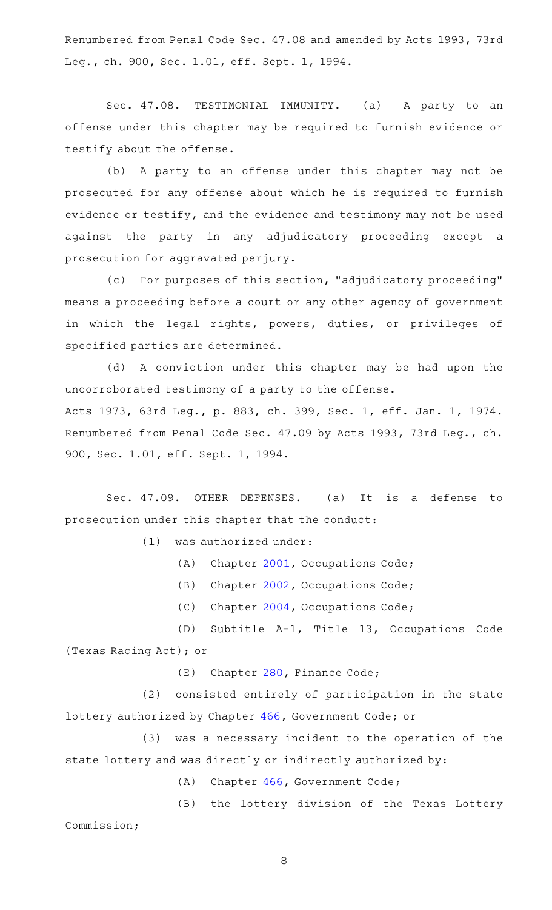Renumbered from Penal Code Sec. 47.08 and amended by Acts 1993, 73rd Leg., ch. 900, Sec. 1.01, eff. Sept. 1, 1994.

Sec. 47.08. TESTIMONIAL IMMUNITY. (a) A party to an offense under this chapter may be required to furnish evidence or testify about the offense.

(b) A party to an offense under this chapter may not be prosecuted for any offense about which he is required to furnish evidence or testify, and the evidence and testimony may not be used against the party in any adjudicatory proceeding except a prosecution for aggravated perjury.

(c) For purposes of this section, "adjudicatory proceeding" means a proceeding before a court or any other agency of government in which the legal rights, powers, duties, or privileges of specified parties are determined.

(d) A conviction under this chapter may be had upon the uncorroborated testimony of a party to the offense.

Acts 1973, 63rd Leg., p. 883, ch. 399, Sec. 1, eff. Jan. 1, 1974. Renumbered from Penal Code Sec. 47.09 by Acts 1993, 73rd Leg., ch. 900, Sec. 1.01, eff. Sept. 1, 1994.

Sec. 47.09. OTHER DEFENSES. (a) It is a defense to prosecution under this chapter that the conduct:

(1) was authorized under:

(A) Chapter 2001, Occupations Code;

(B) Chapter 2002, Occupations Code;

(C) Chapter 2004, Occupations Code;

(D) Subtitle A-1, Title 13, Occupations Code (Texas Racing Act); or

(E) Chapter 280, Finance Code;

(2) consisted entirely of participation in the state lottery authorized by Chapter 466, Government Code; or

(3) was a necessary incident to the operation of the state lottery and was directly or indirectly authorized by:

(A) Chapter 466, Government Code;

(B) the lottery division of the Texas Lottery Commission;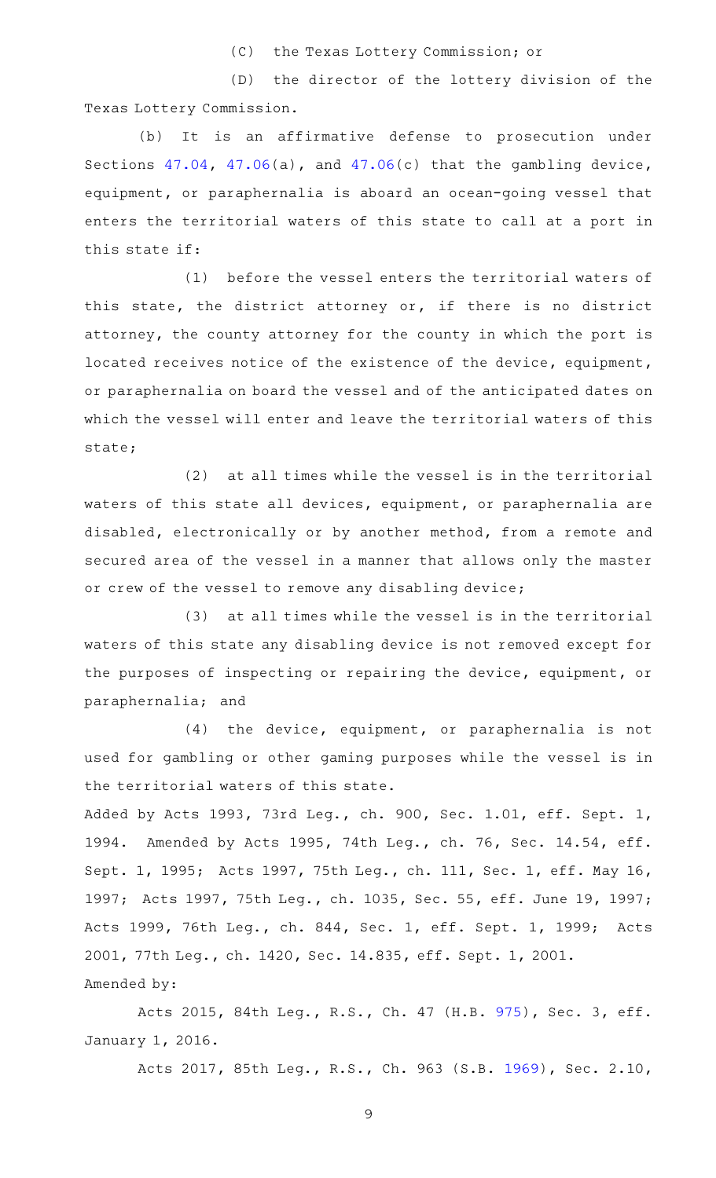(C) the Texas Lottery Commission; or

(D) the director of the lottery division of the Texas Lottery Commission.

(b) It is an affirmative defense to prosecution under Sections 47.04, 47.06(a), and 47.06(c) that the gambling device, equipment, or paraphernalia is aboard an ocean-going vessel that enters the territorial waters of this state to call at a port in this state if:

(1) before the vessel enters the territorial waters of this state, the district attorney or, if there is no district attorney, the county attorney for the county in which the port is located receives notice of the existence of the device, equipment, or paraphernalia on board the vessel and of the anticipated dates on which the vessel will enter and leave the territorial waters of this state;

(2) at all times while the vessel is in the territorial waters of this state all devices, equipment, or paraphernalia are disabled, electronically or by another method, from a remote and secured area of the vessel in a manner that allows only the master or crew of the vessel to remove any disabling device;

(3) at all times while the vessel is in the territorial waters of this state any disabling device is not removed except for the purposes of inspecting or repairing the device, equipment, or paraphernalia; and

(4) the device, equipment, or paraphernalia is not used for gambling or other gaming purposes while the vessel is in the territorial waters of this state.

Added by Acts 1993, 73rd Leg., ch. 900, Sec. 1.01, eff. Sept. 1, 1994. Amended by Acts 1995, 74th Leg., ch. 76, Sec. 14.54, eff. Sept. 1, 1995; Acts 1997, 75th Leg., ch. 111, Sec. 1, eff. May 16, 1997; Acts 1997, 75th Leg., ch. 1035, Sec. 55, eff. June 19, 1997; Acts 1999, 76th Leg., ch. 844, Sec. 1, eff. Sept. 1, 1999; Acts 2001, 77th Leg., ch. 1420, Sec. 14.835, eff. Sept. 1, 2001.

Amended by:

Acts 2015, 84th Leg., R.S., Ch. 47 (H.B. 975), Sec. 3, eff. January 1, 2016.

Acts 2017, 85th Leg., R.S., Ch. 963 (S.B. 1969), Sec. 2.10,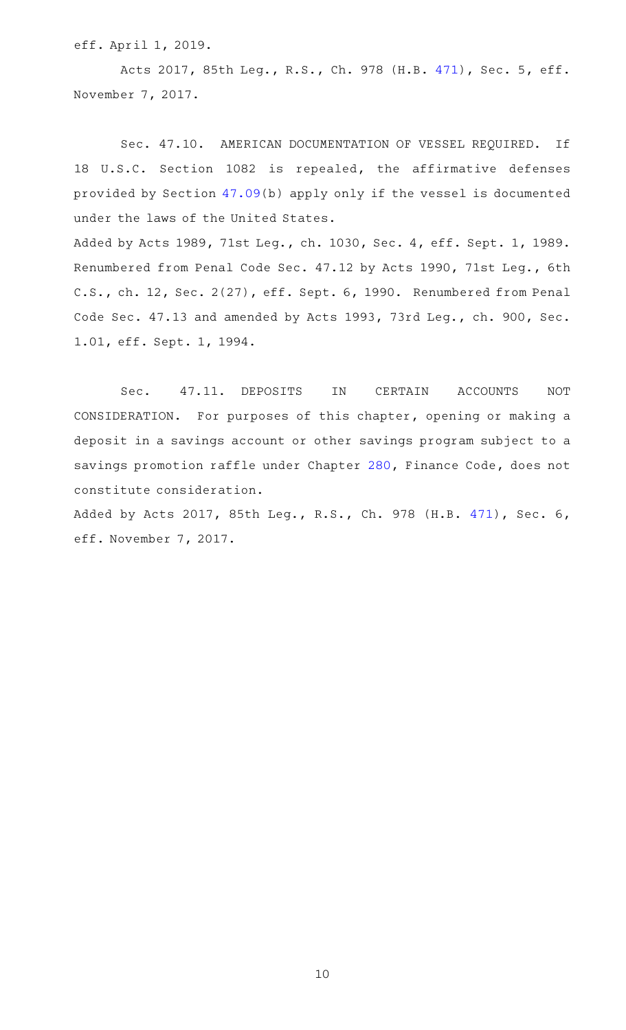eff. April 1, 2019.

Acts 2017, 85th Leg., R.S., Ch. 978 (H.B. 471), Sec. 5, eff. November 7, 2017.

Sec. 47.10. AMERICAN DOCUMENTATION OF VESSEL REQUIRED. If 18 U.S.C. Section 1082 is repealed, the affirmative defenses provided by Section 47.09(b) apply only if the vessel is documented under the laws of the United States.

Added by Acts 1989, 71st Leg., ch. 1030, Sec. 4, eff. Sept. 1, 1989. Renumbered from Penal Code Sec. 47.12 by Acts 1990, 71st Leg., 6th C.S., ch. 12, Sec. 2(27), eff. Sept. 6, 1990. Renumbered from Penal Code Sec. 47.13 and amended by Acts 1993, 73rd Leg., ch. 900, Sec. 1.01, eff. Sept. 1, 1994.

Sec. 47.11. DEPOSITS IN CERTAIN ACCOUNTS NOT CONSIDERATION. For purposes of this chapter, opening or making a deposit in a savings account or other savings program subject to a savings promotion raffle under Chapter 280, Finance Code, does not constitute consideration.

Added by Acts 2017, 85th Leg., R.S., Ch. 978 (H.B. 471), Sec. 6, eff. November 7, 2017.